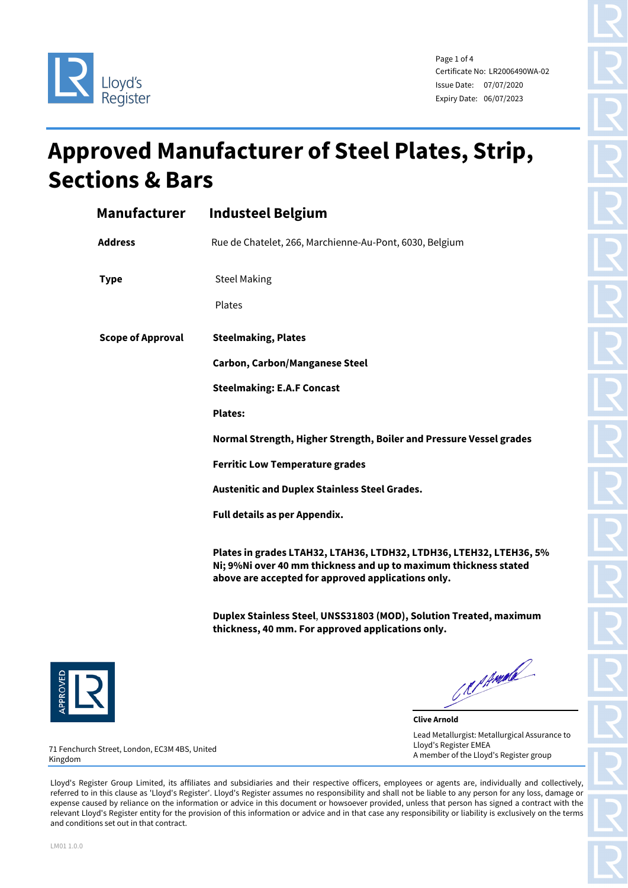Lloyd's Register

Page 1 of 4
Certificate No: LR2006490WA-02
Issue Date: 07/07/2020
Expiry Date: 06/07/2023

# Approved Manufacturer of Steel Plates, Strip, Sections & Bars

## Manufacturer Industeel Belgium

**Address** Rue de Chatelet, 266, Marchienne-Au-Pont, 6030, Belgium

**Type**

Steel Making

Plates

**Scope of Approval**

**Steelmaking, Plates**

**Carbon, Carbon/Manganese Steel**

**Steelmaking: E.A.F Concast**

**Plates:**

**Normal Strength, Higher Strength, Boiler and Pressure Vessel grades**

**Ferritic Low Temperature grades**

**Austenitic and Duplex Stainless Steel Grades.**

**Full details as per Appendix.**

**Plates in grades LTAH32, LTAH36, LTDH32, LTDH36, LTEH32, LTEH36, 5% Ni; 9%Ni over 40 mm thickness and up to maximum thickness stated above are accepted for approved applications only.**

**Duplex Stainless Steel, UNSS31803 (MOD), Solution Treated, maximum thickness, 40 mm. For approved applications only.**

APPROVED LR

**Clive Arnold**

Lead Metallurgist: Metallurgical Assurance to Lloyd's Register EMEA
A member of the Lloyd's Register group

71 Fenchurch Street, London, EC3M 4BS, United Kingdom

Lloyd's Register Group Limited, its affiliates and subsidiaries and their respective officers, employees or agents are, individually and collectively, referred to in this clause as 'Lloyd's Register'. Lloyd's Register assumes no responsibility and shall not be liable to any person for any loss, damage or expense caused by reliance on the information or advice in this document or howsoever provided, unless that person has signed a contract with the relevant Lloyd's Register entity for the provision of this information or advice and in that case any responsibility or liability is exclusively on the terms and conditions set out in that contract.

LM01 1.0.0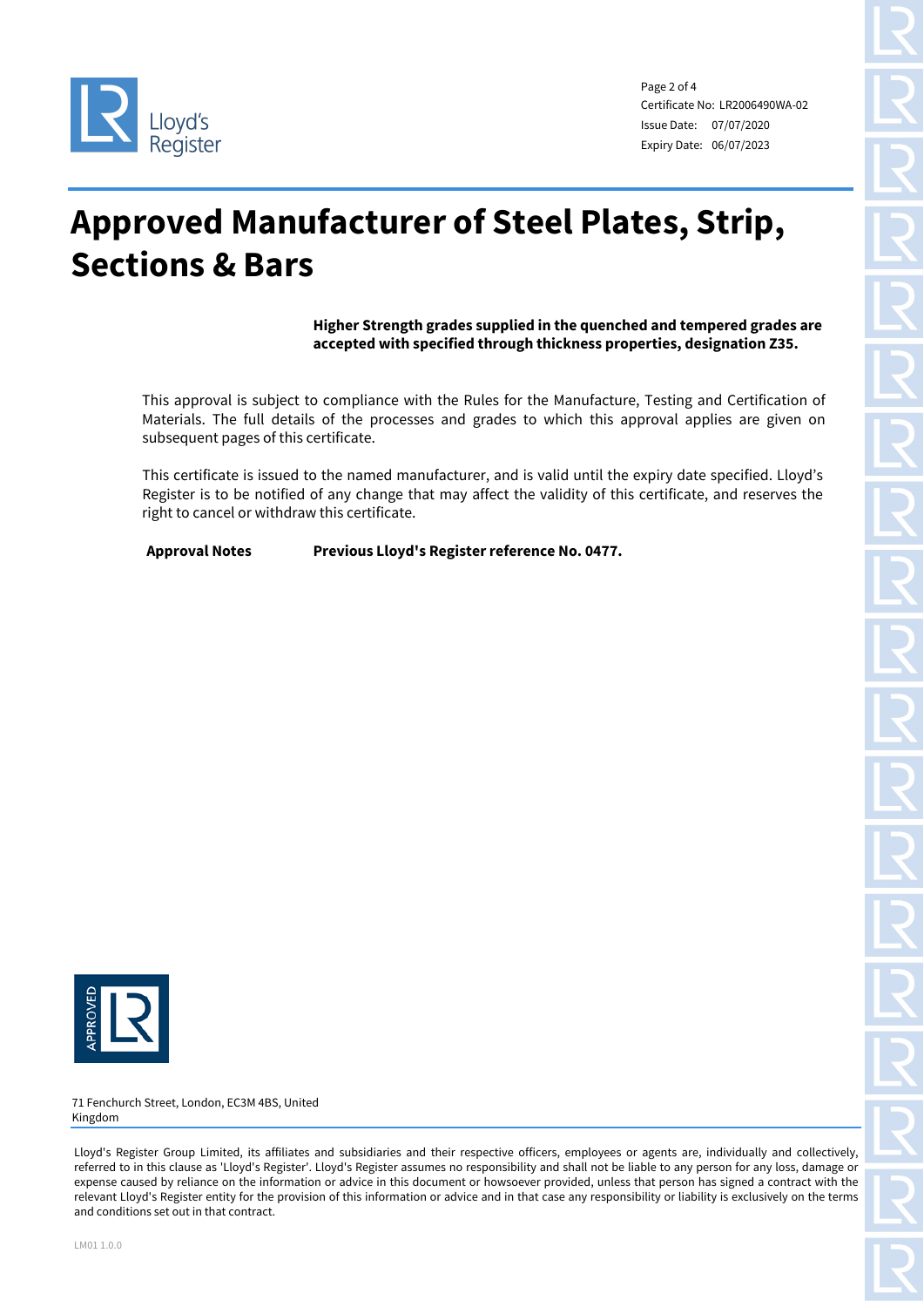Certificate No: LR2006490WA-02
Issue Date: 07/07/2020
Expiry Date: 06/07/2023

# Approved Manufacturer of Steel Plates, Strip, Sections & Bars

**Higher Strength grades supplied in the quenched and tempered grades are accepted with specified through thickness properties, designation Z35.**

This approval is subject to compliance with the Rules for the Manufacture, Testing and Certification of Materials. The full details of the processes and grades to which this approval applies are given on subsequent pages of this certificate.

This certificate is issued to the named manufacturer, and is valid until the expiry date specified. Lloyd's Register is to be notified of any change that may affect the validity of this certificate, and reserves the right to cancel or withdraw this certificate.

**Approval Notes** **Previous Lloyd's Register reference No. 0477.**

71 Fenchurch Street, London, EC3M 4BS, United Kingdom

Lloyd's Register Group Limited, its affiliates and subsidiaries and their respective officers, employees or agents are, individually and collectively, referred to in this clause as 'Lloyd's Register'. Lloyd's Register assumes no responsibility and shall not be liable to any person for any loss, damage or expense caused by reliance on the information or advice in this document or howsoever provided, unless that person has signed a contract with the relevant Lloyd's Register entity for the provision of this information or advice and in that case any responsibility or liability is exclusively on the terms and conditions set out in that contract.

LM01 1.0.0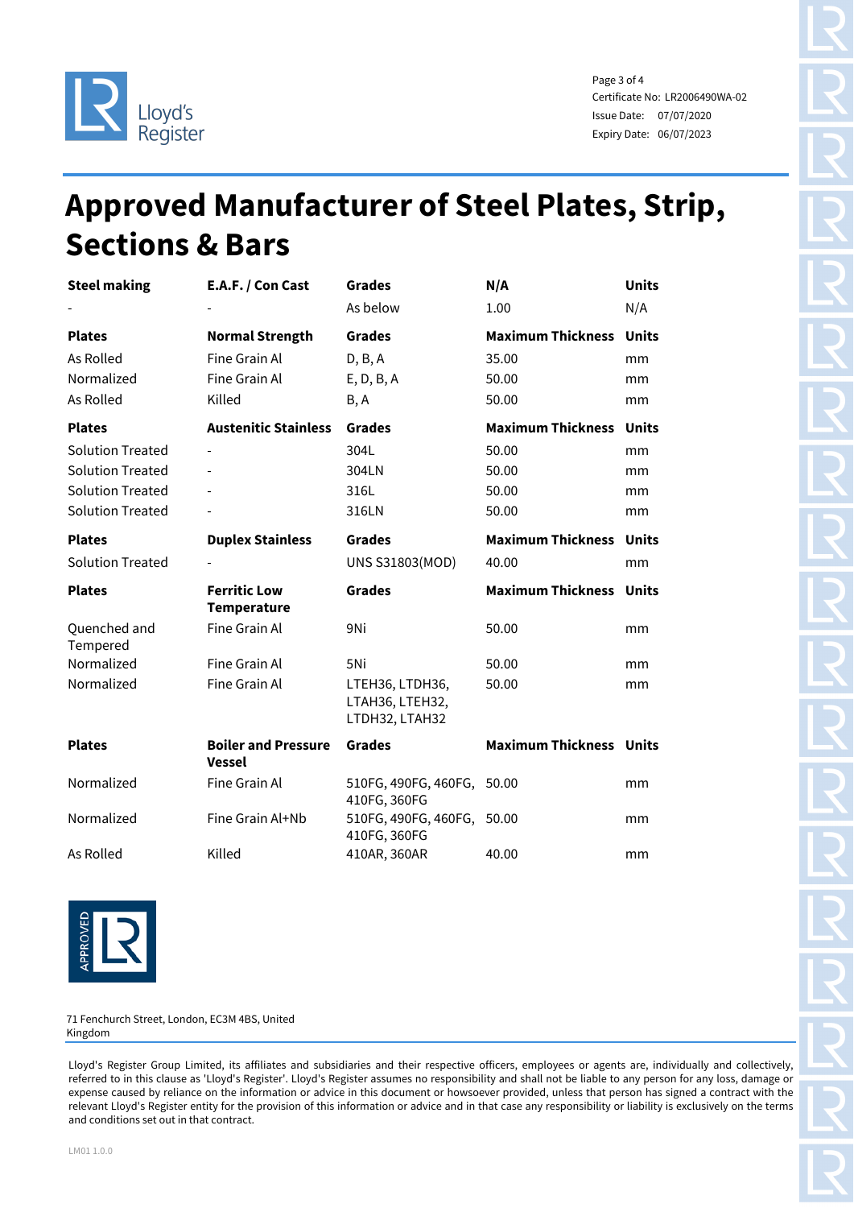Certificate No: LR2006490WA-02
Issue Date: 07/07/2020
Expiry Date: 06/07/2023

# Approved Manufacturer of Steel Plates, Strip, Sections & Bars

| **Steel making** | **E.A.F. / Con Cast** | **Grades** | **N/A** | **Units** |
|---|---|---|---|---|
| - | - | As below | 1.00 | N/A |

| **Plates** | **Normal Strength** | **Grades** | **Maximum Thickness** | **Units** |
|---|---|---|---|---|
| As Rolled | Fine Grain Al | D, B, A | 35.00 | mm |
| Normalized | Fine Grain Al | E, D, B, A | 50.00 | mm |
| As Rolled | Killed | B, A | 50.00 | mm |

| **Plates** | **Austenitic Stainless** | **Grades** | **Maximum Thickness** | **Units** |
|---|---|---|---|---|
| Solution Treated | - | 304L | 50.00 | mm |
| Solution Treated | - | 304LN | 50.00 | mm |
| Solution Treated | - | 316L | 50.00 | mm |
| Solution Treated | - | 316LN | 50.00 | mm |

| **Plates** | **Duplex Stainless** | **Grades** | **Maximum Thickness** | **Units** |
|---|---|---|---|---|
| Solution Treated | - | UNS S31803(MOD) | 40.00 | mm |

| **Plates** | **Ferritic Low Temperature** | **Grades** | **Maximum Thickness** | **Units** |
|---|---|---|---|---|
| Quenched and Tempered | Fine Grain Al | 9Ni | 50.00 | mm |
| Normalized | Fine Grain Al | 5Ni | 50.00 | mm |
| Normalized | Fine Grain Al | LTEH36, LTDH36, LTAH36, LTEH32, LTDH32, LTAH32 | 50.00 | mm |

| **Plates** | **Boiler and Pressure Vessel** | **Grades** | **Maximum Thickness** | **Units** |
|---|---|---|---|---|
| Normalized | Fine Grain Al | 510FG, 490FG, 460FG, 410FG, 360FG | 50.00 | mm |
| Normalized | Fine Grain Al+Nb | 510FG, 490FG, 460FG, 410FG, 360FG | 50.00 | mm |
| As Rolled | Killed | 410AR, 360AR | 40.00 | mm |

71 Fenchurch Street, London, EC3M 4BS, United Kingdom

Lloyd's Register Group Limited, its affiliates and subsidiaries and their respective officers, employees or agents are, individually and collectively, referred to in this clause as 'Lloyd's Register'. Lloyd's Register assumes no responsibility and shall not be liable to any person for any loss, damage or expense caused by reliance on the information or advice in this document or howsoever provided, unless that person has signed a contract with the relevant Lloyd's Register entity for the provision of this information or advice and in that case any responsibility or liability is exclusively on the terms and conditions set out in that contract.

LM01 1.0.0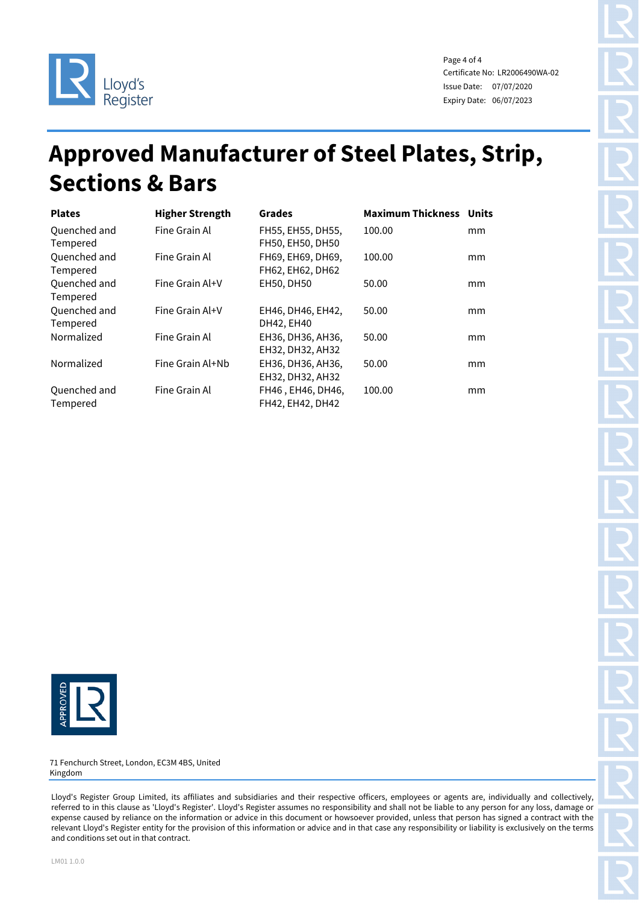Certificate No: LR2006490WA-02
Issue Date: 07/07/2020
Expiry Date: 06/07/2023

# Approved Manufacturer of Steel Plates, Strip, Sections & Bars

| Plates | Higher Strength | Grades | Maximum Thickness | Units |
|---|---|---|---|---|
| Quenched and Tempered | Fine Grain Al | FH55, EH55, DH55, FH50, EH50, DH50 | 100.00 | mm |
| Quenched and Tempered | Fine Grain Al | FH69, EH69, DH69, FH62, EH62, DH62 | 100.00 | mm |
| Quenched and Tempered | Fine Grain Al+V | EH50, DH50 | 50.00 | mm |
| Quenched and Tempered | Fine Grain Al+V | EH46, DH46, EH42, DH42, EH40 | 50.00 | mm |
| Normalized | Fine Grain Al | EH36, DH36, AH36, EH32, DH32, AH32 | 50.00 | mm |
| Normalized | Fine Grain Al+Nb | EH36, DH36, AH36, EH32, DH32, AH32 | 50.00 | mm |
| Quenched and Tempered | Fine Grain Al | FH46 , EH46, DH46, FH42, EH42, DH42 | 100.00 | mm |

71 Fenchurch Street, London, EC3M 4BS, United Kingdom

Lloyd's Register Group Limited, its affiliates and subsidiaries and their respective officers, employees or agents are, individually and collectively, referred to in this clause as 'Lloyd's Register'. Lloyd's Register assumes no responsibility and shall not be liable to any person for any loss, damage or expense caused by reliance on the information or advice in this document or howsoever provided, unless that person has signed a contract with the relevant Lloyd's Register entity for the provision of this information or advice and in that case any responsibility or liability is exclusively on the terms and conditions set out in that contract.

LM01 1.0.0